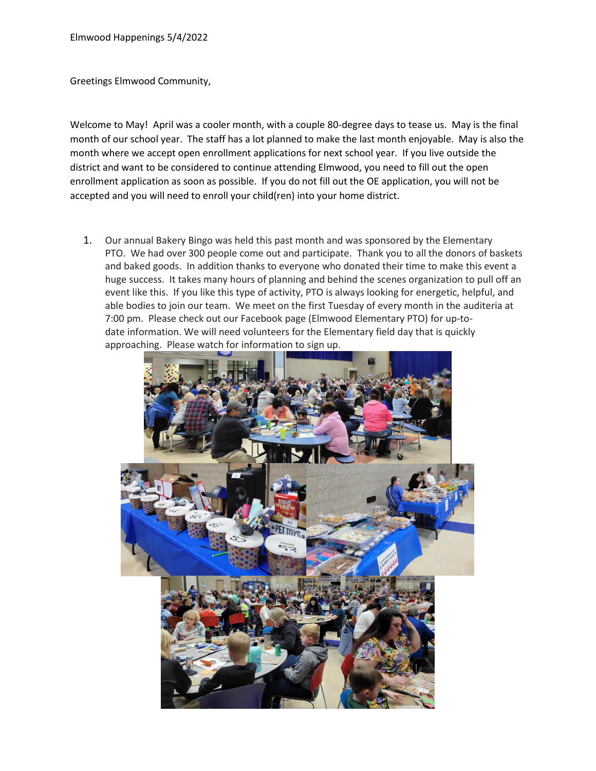Elmwood Happenings 5/4/2022

Greetings Elmwood Community,

Welcome to May! April was a cooler month, with a couple 80-degree days to tease us. May is the final month of our school year. The staff has a lot planned to make the last month enjoyable. May is also the month where we accept open enrollment applications for next school year. If you live outside the district and want to be considered to continue attending Elmwood, you need to fill out the open enrollment application as soon as possible. If you do not fill out the OE application, you will not be accepted and you will need to enroll your child(ren) into your home district.

1. Our annual Bakery Bingo was held this past month and was sponsored by the Elementary PTO. We had over 300 people come out and participate. Thank you to all the donors of baskets and baked goods. In addition thanks to everyone who donated their time to make this event a huge success. It takes many hours of planning and behind the scenes organization to pull off an event like this. If you like this type of activity, PTO is always looking for energetic, helpful, and able bodies to join our team. We meet on the first Tuesday of every month in the auditeria at 7:00 pm. Please check out our Facebook page (Elmwood Elementary PTO) for up-to-date information. We will need volunteers for the Elementary field day that is quickly approaching. Please watch for information to sign up.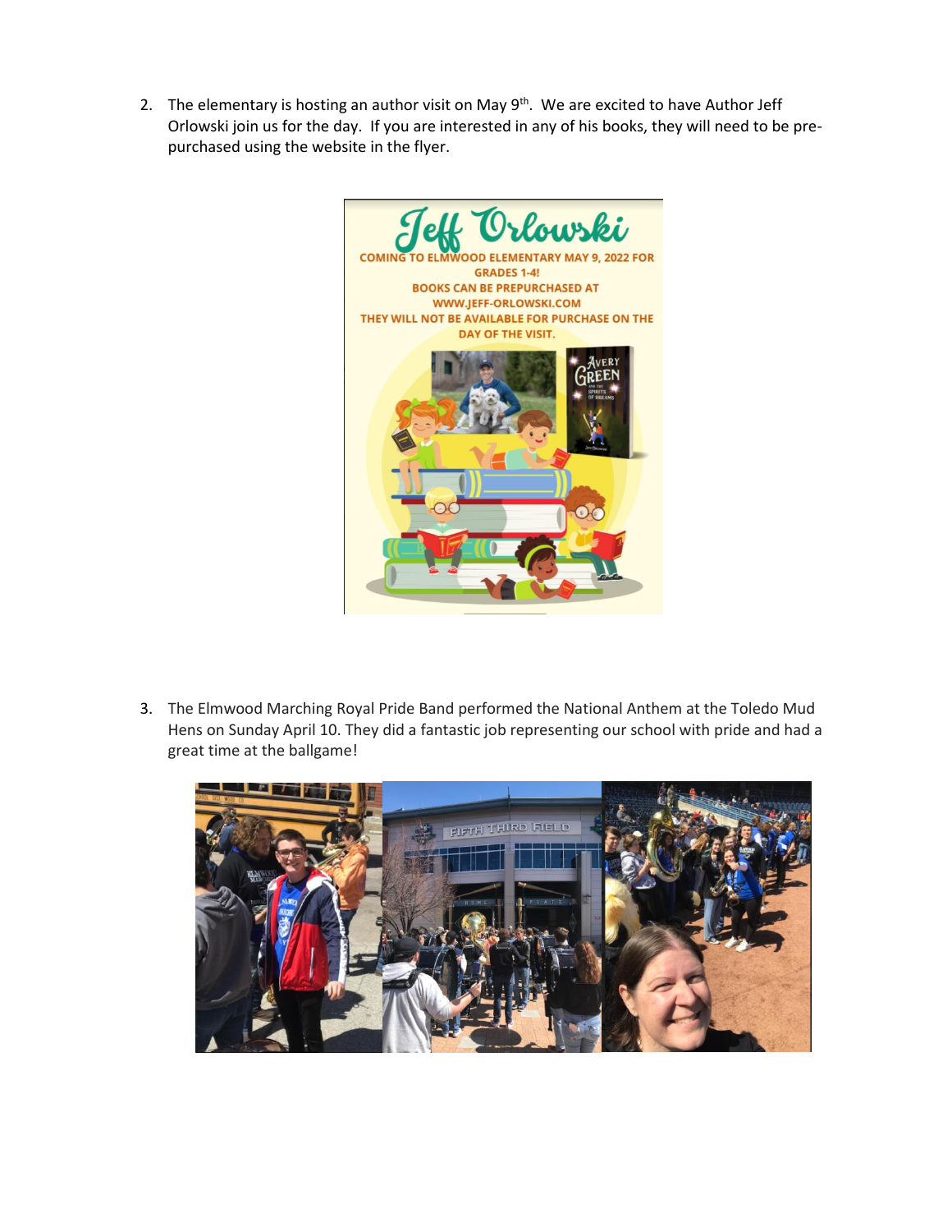2. The elementary is hosting an author visit on May 9th. We are excited to have Author Jeff Orlowski join us for the day. If you are interested in any of his books, they will need to be pre-purchased using the website in the flyer.

Jeff Orlowski

COMING TO ELMWOOD ELEMENTARY MAY 9, 2022 FOR GRADES 1-4!

BOOKS CAN BE PREPURCHASED AT WWW.JEFF-ORLOWSKI.COM

THEY WILL NOT BE AVAILABLE FOR PURCHASE ON THE DAY OF THE VISIT.

3. The Elmwood Marching Royal Pride Band performed the National Anthem at the Toledo Mud Hens on Sunday April 10. They did a fantastic job representing our school with pride and had a great time at the ballgame!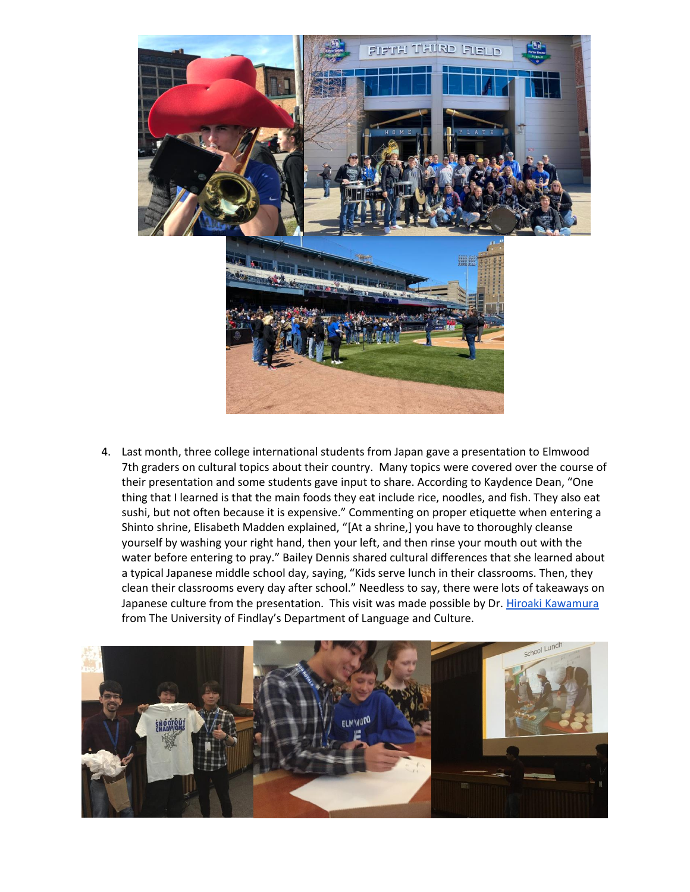4. Last month, three college international students from Japan gave a presentation to Elmwood 7th graders on cultural topics about their country. Many topics were covered over the course of their presentation and some students gave input to share. According to Kaydence Dean, "One thing that I learned is that the main foods they eat include rice, noodles, and fish. They also eat sushi, but not often because it is expensive." Commenting on proper etiquette when entering a Shinto shrine, Elisabeth Madden explained, "[At a shrine,] you have to thoroughly cleanse yourself by washing your right hand, then your left, and then rinse your mouth out with the water before entering to pray." Bailey Dennis shared cultural differences that she learned about a typical Japanese middle school day, saying, "Kids serve lunch in their classrooms. Then, they clean their classrooms every day after school." Needless to say, there were lots of takeaways on Japanese culture from the presentation. This visit was made possible by Dr. Hiroaki Kawamura from The University of Findlay's Department of Language and Culture.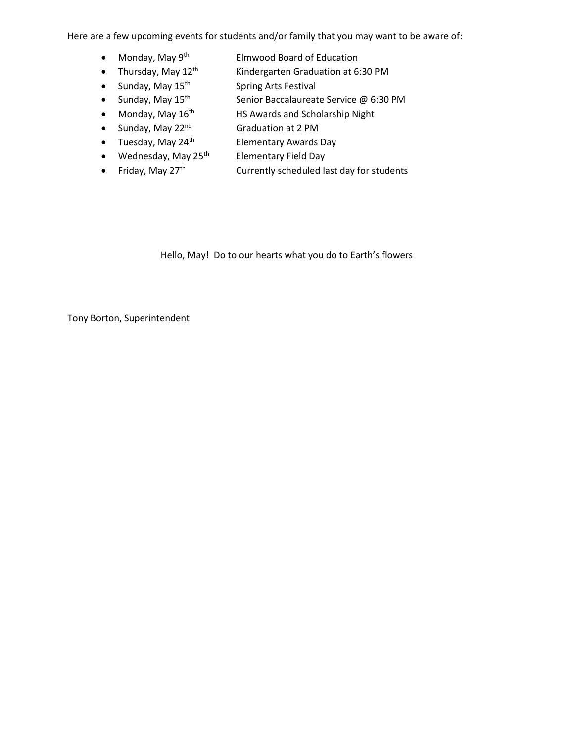Here are a few upcoming events for students and/or family that you may want to be aware of:

- Monday, May 9th — Elmwood Board of Education
- Thursday, May 12th — Kindergarten Graduation at 6:30 PM
- Sunday, May 15th — Spring Arts Festival
- Sunday, May 15th — Senior Baccalaureate Service @ 6:30 PM
- Monday, May 16th — HS Awards and Scholarship Night
- Sunday, May 22nd — Graduation at 2 PM
- Tuesday, May 24th — Elementary Awards Day
- Wednesday, May 25th — Elementary Field Day
- Friday, May 27th — Currently scheduled last day for students

Hello, May! Do to our hearts what you do to Earth's flowers

Tony Borton, Superintendent